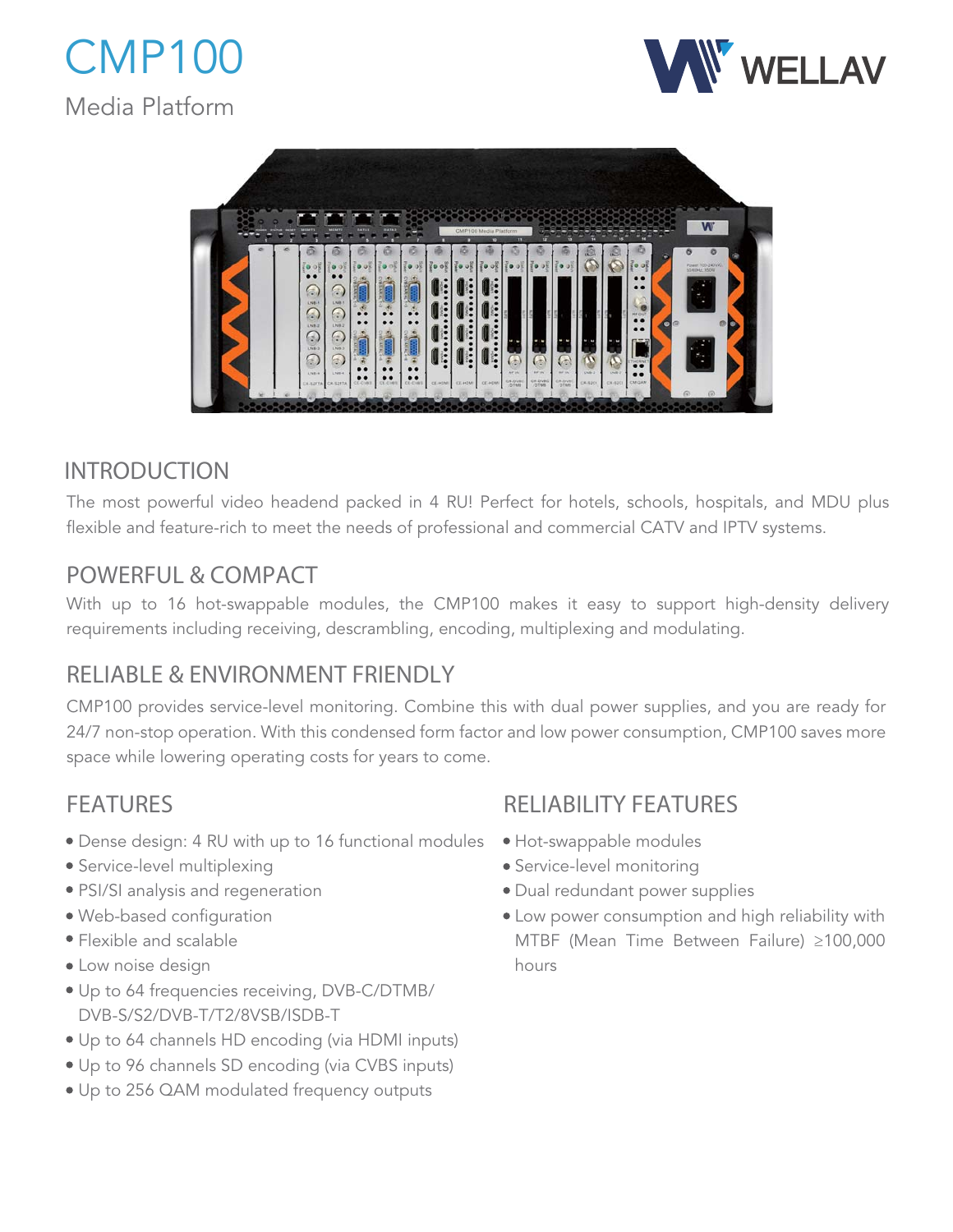# CMP100

Media Platform

WELLAV

## INTRODUCTION

The most powerful video headend packed in 4 RU! Perfect for hotels, schools, hospitals, and MDU plus flexible and feature-rich to meet the needs of professional and commercial CATV and IPTV systems.

## POWERFUL & COMPACT

With up to 16 hot-swappable modules, the CMP100 makes it easy to support high-density delivery requirements including receiving, descrambling, encoding, multiplexing and modulating.

## RELIABLE & ENVIRONMENT FRIENDLY

CMP100 provides service-level monitoring. Combine this with dual power supplies, and you are ready for 24/7 non-stop operation. With this condensed form factor and low power consumption, CMP100 saves more space while lowering operating costs for years to come.

## FEATURES

- Dense design: 4 RU with up to 16 functional modules
- Service-level multiplexing
- PSI/SI analysis and regeneration
- Web-based configuration
- Flexible and scalable
- Low noise design
- Up to 64 frequencies receiving, DVB-C/DTMB/DVB-S/S2/DVB-T/T2/8VSB/ISDB-T
- Up to 64 channels HD encoding (via HDMI inputs)
- Up to 96 channels SD encoding (via CVBS inputs)
- Up to 256 QAM modulated frequency outputs

## RELIABILITY FEATURES

- Hot-swappable modules
- Service-level monitoring
- Dual redundant power supplies
- Low power consumption and high reliability with MTBF (Mean Time Between Failure) ≥100,000 hours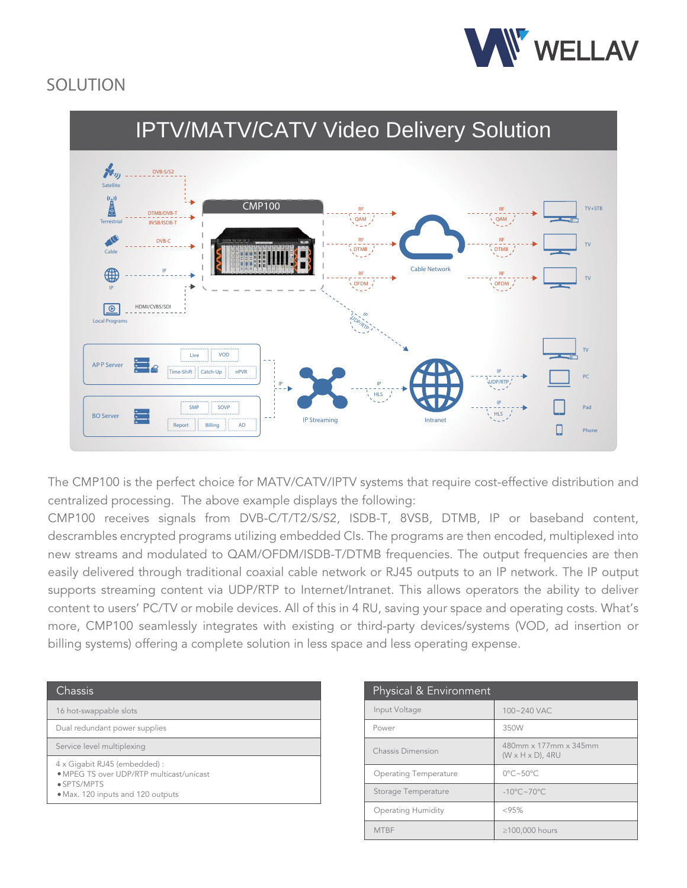## SOLUTION

### IPTV/MATV/CATV Video Delivery Solution

The CMP100 is the perfect choice for MATV/CATV/IPTV systems that require cost-effective distribution and centralized processing. The above example displays the following:
CMP100 receives signals from DVB-C/T/T2/S/S2, ISDB-T, 8VSB, DTMB, IP or baseband content, descrambles encrypted programs utilizing embedded CIs. The programs are then encoded, multiplexed into new streams and modulated to QAM/OFDM/ISDB-T/DTMB frequencies. The output frequencies are then easily delivered through traditional coaxial cable network or RJ45 outputs to an IP network. The IP output supports streaming content via UDP/RTP to Internet/Intranet. This allows operators the ability to deliver content to users' PC/TV or mobile devices. All of this in 4 RU, saving your space and operating costs. What's more, CMP100 seamlessly integrates with existing or third-party devices/systems (VOD, ad insertion or billing systems) offering a complete solution in less space and less operating expense.

| Chassis |
|---|
| 16 hot-swappable slots |
| Dual redundant power supplies |
| Service level multiplexing |
| 4 x Gigabit RJ45 (embedded) :<br>• MPEG TS over UDP/RTP multicast/unicast<br>• SPTS/MPTS<br>• Max. 120 inputs and 120 outputs |

| Physical & Environment | |
|---|---|
| Input Voltage | 100~240 VAC |
| Power | 350W |
| Chassis Dimension | 480mm x 177mm x 345mm (W x H x D), 4RU |
| Operating Temperature | 0°C~50°C |
| Storage Temperature | -10°C~70°C |
| Operating Humidity | <95% |
| MTBF | ≥100,000 hours |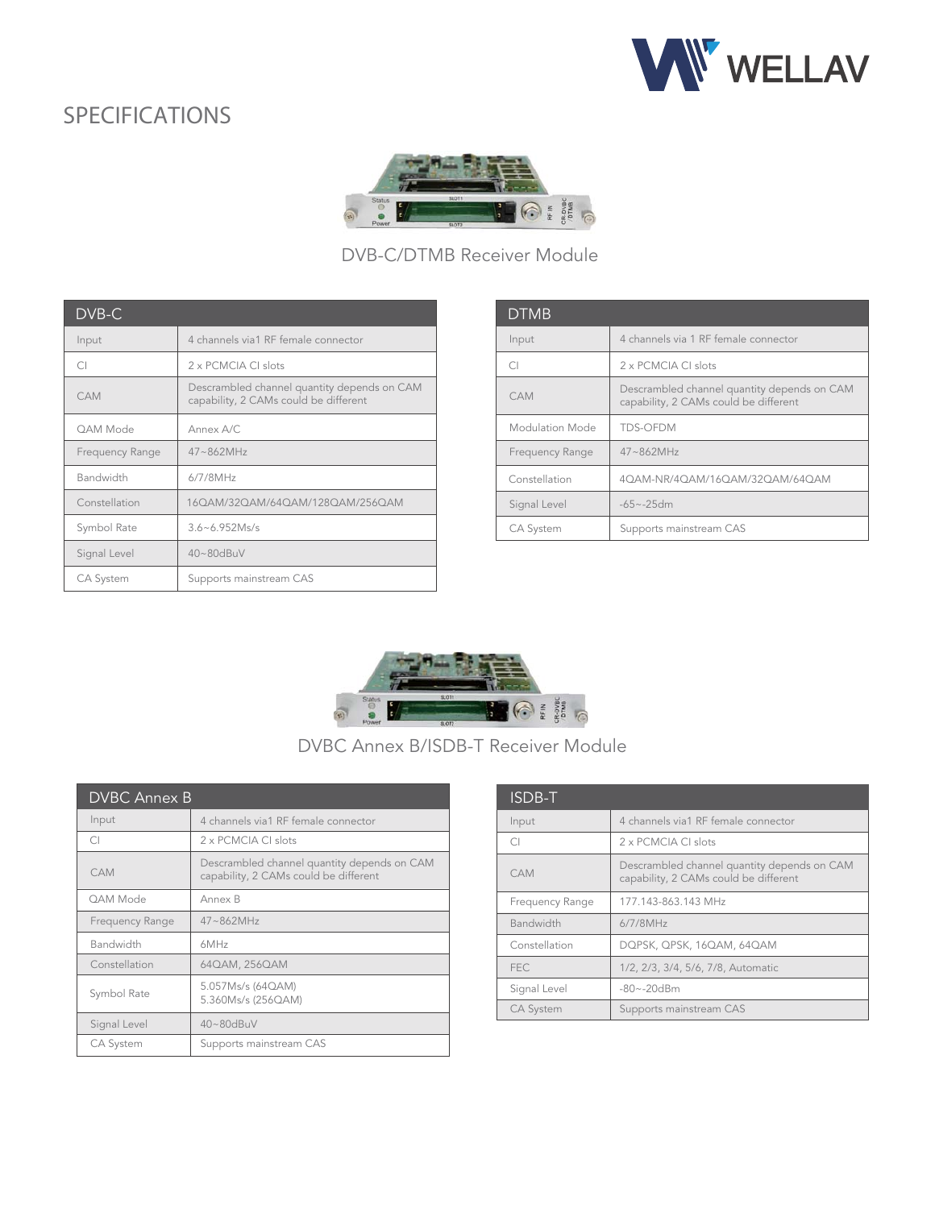# SPECIFICATIONS

## DVB-C/DTMB Receiver Module

| DVB-C | |
|---|---|
| Input | 4 channels via1 RF female connector |
| CI | 2 x PCMCIA CI slots |
| CAM | Descrambled channel quantity depends on CAM capability, 2 CAMs could be different |
| QAM Mode | Annex A/C |
| Frequency Range | 47~862MHz |
| Bandwidth | 6/7/8MHz |
| Constellation | 16QAM/32QAM/64QAM/128QAM/256QAM |
| Symbol Rate | 3.6~6.952Ms/s |
| Signal Level | 40~80dBuV |
| CA System | Supports mainstream CAS |

| DTMB | |
|---|---|
| Input | 4 channels via 1 RF female connector |
| CI | 2 x PCMCIA CI slots |
| CAM | Descrambled channel quantity depends on CAM capability, 2 CAMs could be different |
| Modulation Mode | TDS-OFDM |
| Frequency Range | 47~862MHz |
| Constellation | 4QAM-NR/4QAM/16QAM/32QAM/64QAM |
| Signal Level | -65~-25dm |
| CA System | Supports mainstream CAS |

## DVBC Annex B/ISDB-T Receiver Module

| DVBC Annex B | |
|---|---|
| Input | 4 channels via1 RF female connector |
| CI | 2 x PCMCIA CI slots |
| CAM | Descrambled channel quantity depends on CAM capability, 2 CAMs could be different |
| QAM Mode | Annex B |
| Frequency Range | 47~862MHz |
| Bandwidth | 6MHz |
| Constellation | 64QAM, 256QAM |
| Symbol Rate | 5.057Ms/s (64QAM)<br>5.360Ms/s (256QAM) |
| Signal Level | 40~80dBuV |
| CA System | Supports mainstream CAS |

| ISDB-T | |
|---|---|
| Input | 4 channels via1 RF female connector |
| CI | 2 x PCMCIA CI slots |
| CAM | Descrambled channel quantity depends on CAM capability, 2 CAMs could be different |
| Frequency Range | 177.143-863.143 MHz |
| Bandwidth | 6/7/8MHz |
| Constellation | DQPSK, QPSK, 16QAM, 64QAM |
| FEC | 1/2, 2/3, 3/4, 5/6, 7/8, Automatic |
| Signal Level | -80~-20dBm |
| CA System | Supports mainstream CAS |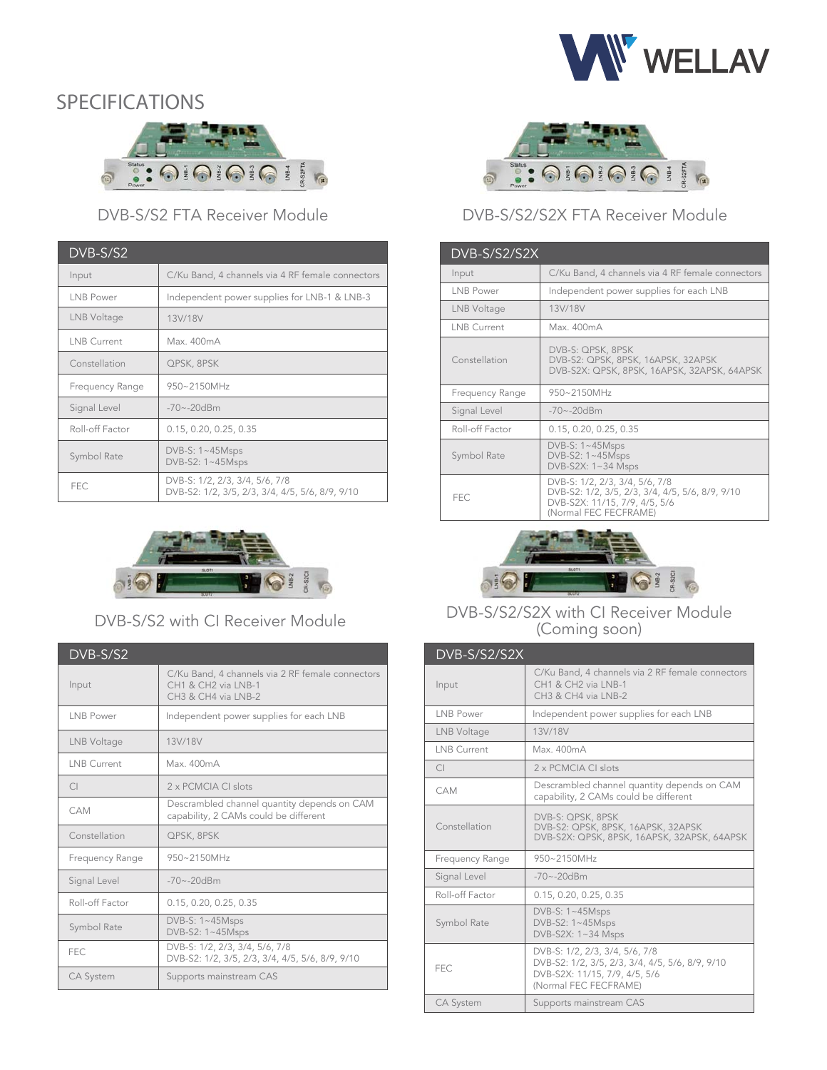## SPECIFICATIONS

### DVB-S/S2 FTA Receiver Module

| DVB-S/S2 | |
|---|---|
| Input | C/Ku Band, 4 channels via 4 RF female connectors |
| LNB Power | Independent power supplies for LNB-1 & LNB-3 |
| LNB Voltage | 13V/18V |
| LNB Current | Max. 400mA |
| Constellation | QPSK, 8PSK |
| Frequency Range | 950~2150MHz |
| Signal Level | -70~-20dBm |
| Roll-off Factor | 0.15, 0.20, 0.25, 0.35 |
| Symbol Rate | DVB-S: 1~45Msps<br>DVB-S2: 1~45Msps |
| FEC | DVB-S: 1/2, 2/3, 3/4, 5/6, 7/8<br>DVB-S2: 1/2, 3/5, 2/3, 3/4, 4/5, 5/6, 8/9, 9/10 |

### DVB-S/S2/S2X FTA Receiver Module

| DVB-S/S2/S2X | |
|---|---|
| Input | C/Ku Band, 4 channels via 4 RF female connectors |
| LNB Power | Independent power supplies for each LNB |
| LNB Voltage | 13V/18V |
| LNB Current | Max. 400mA |
| Constellation | DVB-S: QPSK, 8PSK<br>DVB-S2: QPSK, 8PSK, 16APSK, 32APSK<br>DVB-S2X: QPSK, 8PSK, 16APSK, 32APSK, 64APSK |
| Frequency Range | 950~2150MHz |
| Signal Level | -70~-20dBm |
| Roll-off Factor | 0.15, 0.20, 0.25, 0.35 |
| Symbol Rate | DVB-S: 1~45Msps<br>DVB-S2: 1~45Msps<br>DVB-S2X: 1~34 Msps |
| FEC | DVB-S: 1/2, 2/3, 3/4, 5/6, 7/8<br>DVB-S2: 1/2, 3/5, 2/3, 3/4, 4/5, 5/6, 8/9, 9/10<br>DVB-S2X: 11/15, 7/9, 4/5, 5/6<br>(Normal FEC FECFRAME) |

### DVB-S/S2 with CI Receiver Module

| DVB-S/S2 | |
|---|---|
| Input | C/Ku Band, 4 channels via 2 RF female connectors<br>CH1 & CH2 via LNB-1<br>CH3 & CH4 via LNB-2 |
| LNB Power | Independent power supplies for each LNB |
| LNB Voltage | 13V/18V |
| LNB Current | Max. 400mA |
| CI | 2 x PCMCIA CI slots |
| CAM | Descrambled channel quantity depends on CAM capability, 2 CAMs could be different |
| Constellation | QPSK, 8PSK |
| Frequency Range | 950~2150MHz |
| Signal Level | -70~-20dBm |
| Roll-off Factor | 0.15, 0.20, 0.25, 0.35 |
| Symbol Rate | DVB-S: 1~45Msps<br>DVB-S2: 1~45Msps |
| FEC | DVB-S: 1/2, 2/3, 3/4, 5/6, 7/8<br>DVB-S2: 1/2, 3/5, 2/3, 3/4, 4/5, 5/6, 8/9, 9/10 |
| CA System | Supports mainstream CAS |

### DVB-S/S2/S2X with CI Receiver Module (Coming soon)

| DVB-S/S2/S2X | |
|---|---|
| Input | C/Ku Band, 4 channels via 2 RF female connectors<br>CH1 & CH2 via LNB-1<br>CH3 & CH4 via LNB-2 |
| LNB Power | Independent power supplies for each LNB |
| LNB Voltage | 13V/18V |
| LNB Current | Max. 400mA |
| CI | 2 x PCMCIA CI slots |
| CAM | Descrambled channel quantity depends on CAM capability, 2 CAMs could be different |
| Constellation | DVB-S: QPSK, 8PSK<br>DVB-S2: QPSK, 8PSK, 16APSK, 32APSK<br>DVB-S2X: QPSK, 8PSK, 16APSK, 32APSK, 64APSK |
| Frequency Range | 950~2150MHz |
| Signal Level | -70~-20dBm |
| Roll-off Factor | 0.15, 0.20, 0.25, 0.35 |
| Symbol Rate | DVB-S: 1~45Msps<br>DVB-S2: 1~45Msps<br>DVB-S2X: 1~34 Msps |
| FEC | DVB-S: 1/2, 2/3, 3/4, 5/6, 7/8<br>DVB-S2: 1/2, 3/5, 2/3, 3/4, 4/5, 5/6, 8/9, 9/10<br>DVB-S2X: 11/15, 7/9, 4/5, 5/6<br>(Normal FEC FECFRAME) |
| CA System | Supports mainstream CAS |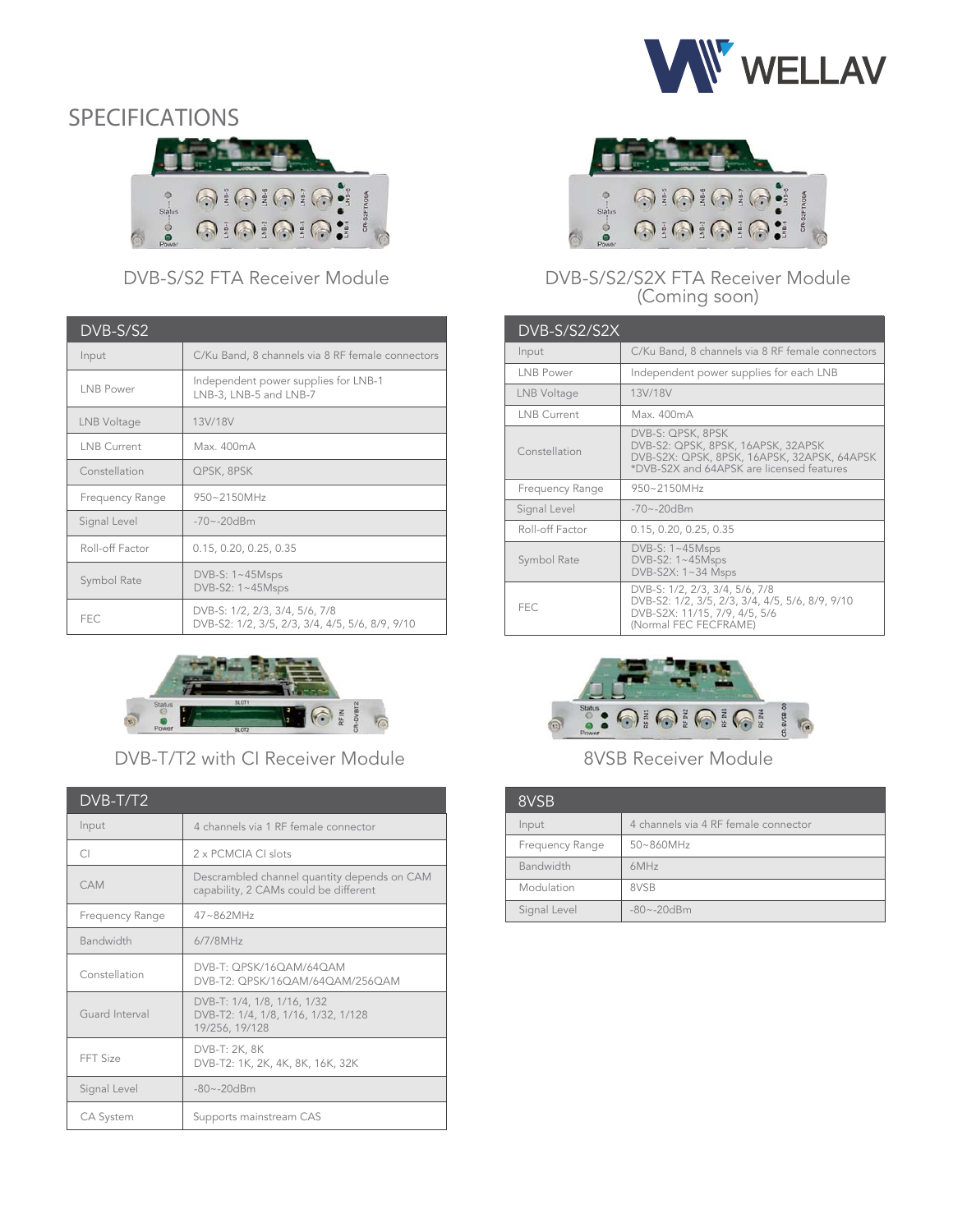# SPECIFICATIONS

## DVB-S/S2 FTA Receiver Module

| DVB-S/S2 | |
|---|---|
| Input | C/Ku Band, 8 channels via 8 RF female connectors |
| LNB Power | Independent power supplies for LNB-1 LNB-3, LNB-5 and LNB-7 |
| LNB Voltage | 13V/18V |
| LNB Current | Max. 400mA |
| Constellation | QPSK, 8PSK |
| Frequency Range | 950~2150MHz |
| Signal Level | -70~-20dBm |
| Roll-off Factor | 0.15, 0.20, 0.25, 0.35 |
| Symbol Rate | DVB-S: 1~45Msps<br>DVB-S2: 1~45Msps |
| FEC | DVB-S: 1/2, 2/3, 3/4, 5/6, 7/8<br>DVB-S2: 1/2, 3/5, 2/3, 3/4, 4/5, 5/6, 8/9, 9/10 |

## DVB-S/S2/S2X FTA Receiver Module (Coming soon)

| DVB-S/S2/S2X | |
|---|---|
| Input | C/Ku Band, 8 channels via 8 RF female connectors |
| LNB Power | Independent power supplies for each LNB |
| LNB Voltage | 13V/18V |
| LNB Current | Max. 400mA |
| Constellation | DVB-S: QPSK, 8PSK<br>DVB-S2: QPSK, 8PSK, 16APSK, 32APSK<br>DVB-S2X: QPSK, 8PSK, 16APSK, 32APSK, 64APSK<br>*DVB-S2X and 64APSK are licensed features |
| Frequency Range | 950~2150MHz |
| Signal Level | -70~-20dBm |
| Roll-off Factor | 0.15, 0.20, 0.25, 0.35 |
| Symbol Rate | DVB-S: 1~45Msps<br>DVB-S2: 1~45Msps<br>DVB-S2X: 1~34 Msps |
| FEC | DVB-S: 1/2, 2/3, 3/4, 5/6, 7/8<br>DVB-S2: 1/2, 3/5, 2/3, 3/4, 4/5, 5/6, 8/9, 9/10<br>DVB-S2X: 11/15, 7/9, 4/5, 5/6<br>(Normal FEC FECFRAME) |

## DVB-T/T2 with CI Receiver Module

| DVB-T/T2 | |
|---|---|
| Input | 4 channels via 1 RF female connector |
| CI | 2 x PCMCIA CI slots |
| CAM | Descrambled channel quantity depends on CAM capability, 2 CAMs could be different |
| Frequency Range | 47~862MHz |
| Bandwidth | 6/7/8MHz |
| Constellation | DVB-T: QPSK/16QAM/64QAM<br>DVB-T2: QPSK/16QAM/64QAM/256QAM |
| Guard Interval | DVB-T: 1/4, 1/8, 1/16, 1/32<br>DVB-T2: 1/4, 1/8, 1/16, 1/32, 1/128 19/256, 19/128 |
| FFT Size | DVB-T: 2K, 8K<br>DVB-T2: 1K, 2K, 4K, 8K, 16K, 32K |
| Signal Level | -80~-20dBm |
| CA System | Supports mainstream CAS |

## 8VSB Receiver Module

| 8VSB | |
|---|---|
| Input | 4 channels via 4 RF female connector |
| Frequency Range | 50~860MHz |
| Bandwidth | 6MHz |
| Modulation | 8VSB |
| Signal Level | -80~-20dBm |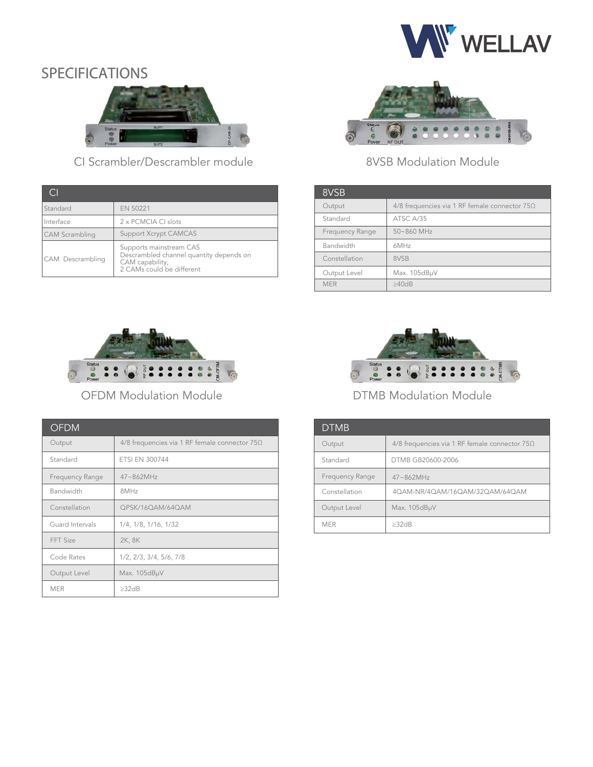# SPECIFICATIONS

CI Scrambler/Descrambler module

| CI | |
|---|---|
| Standard | EN 50221 |
| Interface | 2 x PCMCIA CI slots |
| CAM Scrambling | Support Xcrypt CAMCAS |
| CAM Descrambling | Supports mainstream CAS<br>Descrambled channel quantity depends on CAM capability,<br>2 CAMs could be different |

8VSB Modulation Module

| 8VSB | |
|---|---|
| Output | 4/8 frequencies via 1 RF female connector 75Ω |
| Standard | ATSC A/35 |
| Frequency Range | 50~860 MHz |
| Bandwidth | 6MHz |
| Constellation | 8VSB |
| Output Level | Max. 105dBμV |
| MER | ≥40dB |

OFDM Modulation Module

| OFDM | |
|---|---|
| Output | 4/8 frequencies via 1 RF female connector 75Ω |
| Standard | ETSI EN 300744 |
| Frequency Range | 47~862MHz |
| Bandwidth | 8MHz |
| Constellation | QPSK/16QAM/64QAM |
| Guard Intervals | 1/4, 1/8, 1/16, 1/32 |
| FFT Size | 2K, 8K |
| Code Rates | 1/2, 2/3, 3/4, 5/6, 7/8 |
| Output Level | Max. 105dBμV |
| MER | ≥32dB |

DTMB Modulation Module

| DTMB | |
|---|---|
| Output | 4/8 frequencies via 1 RF female connector 75Ω |
| Standard | DTMB GB20600-2006 |
| Frequency Range | 47~862MHz |
| Constellation | 4QAM-NR/4QAM/16QAM/32QAM/64QAM |
| Output Level | Max. 105dBμV |
| MER | ≥32dB |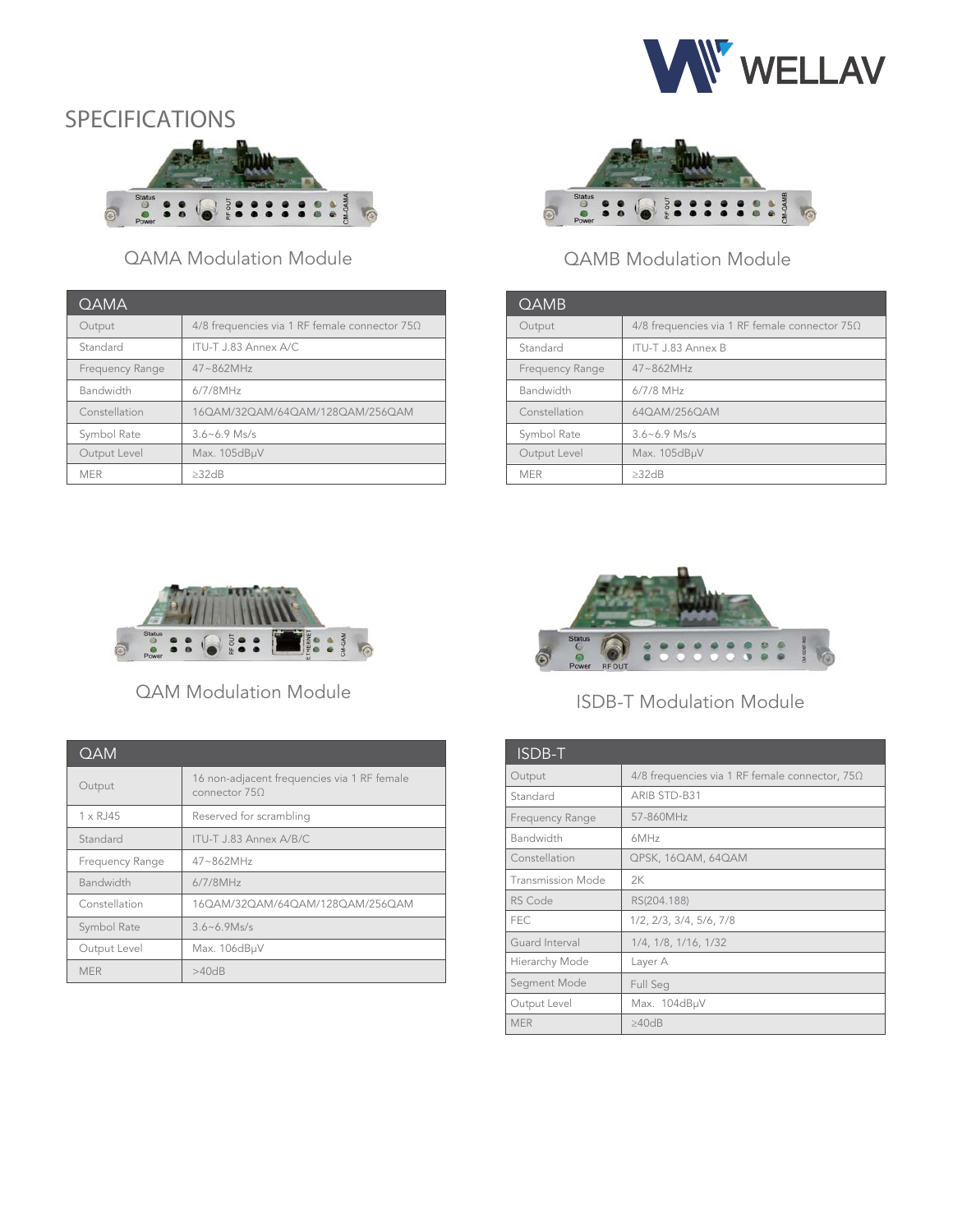## SPECIFICATIONS

### QAMA Modulation Module

| QAMA | |
|---|---|
| Output | 4/8 frequencies via 1 RF female connector 75Ω |
| Standard | ITU-T J.83 Annex A/C |
| Frequency Range | 47~862MHz |
| Bandwidth | 6/7/8MHz |
| Constellation | 16QAM/32QAM/64QAM/128QAM/256QAM |
| Symbol Rate | 3.6~6.9 Ms/s |
| Output Level | Max. 105dBμV |
| MER | ≥32dB |

### QAMB Modulation Module

| QAMB | |
|---|---|
| Output | 4/8 frequencies via 1 RF female connector 75Ω |
| Standard | ITU-T J.83 Annex B |
| Frequency Range | 47~862MHz |
| Bandwidth | 6/7/8 MHz |
| Constellation | 64QAM/256QAM |
| Symbol Rate | 3.6~6.9 Ms/s |
| Output Level | Max. 105dBμV |
| MER | ≥32dB |

### QAM Modulation Module

| QAM | |
|---|---|
| Output | 16 non-adjacent frequencies via 1 RF female connector 75Ω |
| 1 x RJ45 | Reserved for scrambling |
| Standard | ITU-T J.83 Annex A/B/C |
| Frequency Range | 47~862MHz |
| Bandwidth | 6/7/8MHz |
| Constellation | 16QAM/32QAM/64QAM/128QAM/256QAM |
| Symbol Rate | 3.6~6.9Ms/s |
| Output Level | Max. 106dBμV |
| MER | >40dB |

### ISDB-T Modulation Module

| ISDB-T | |
|---|---|
| Output | 4/8 frequencies via 1 RF female connector, 75Ω |
| Standard | ARIB STD-B31 |
| Frequency Range | 57-860MHz |
| Bandwidth | 6MHz |
| Constellation | QPSK, 16QAM, 64QAM |
| Transmission Mode | 2K |
| RS Code | RS(204.188) |
| FEC | 1/2, 2/3, 3/4, 5/6, 7/8 |
| Guard Interval | 1/4, 1/8, 1/16, 1/32 |
| Hierarchy Mode | Layer A |
| Segment Mode | Full Seg |
| Output Level | Max. 104dBμV |
| MER | ≥40dB |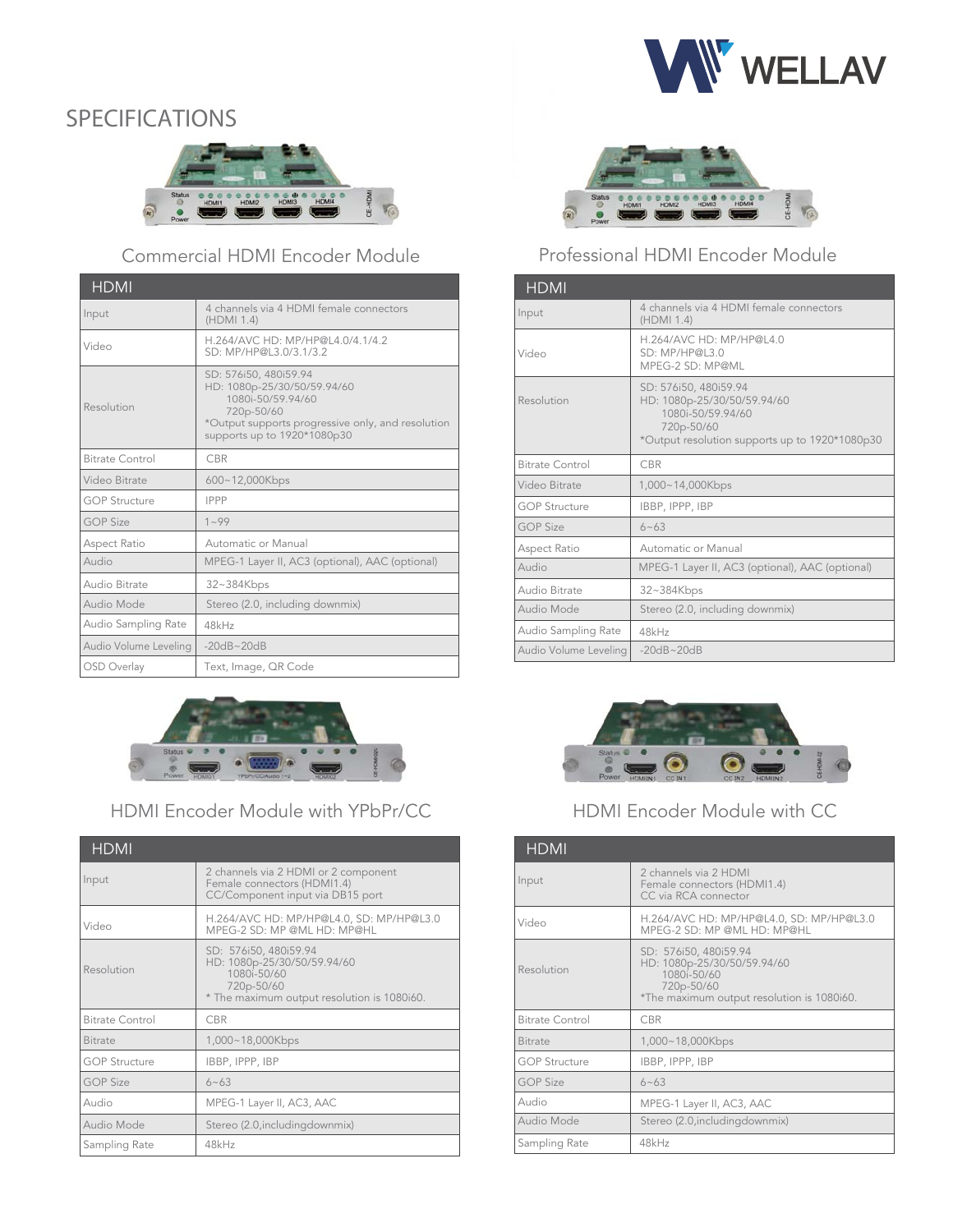# SPECIFICATIONS

## Commercial HDMI Encoder Module

| HDMI | |
|---|---|
| Input | 4 channels via 4 HDMI female connectors (HDMI 1.4) |
| Video | H.264/AVC HD: MP/HP@L4.0/4.1/4.2<br>SD: MP/HP@L3.0/3.1/3.2 |
| Resolution | SD: 576i50, 480i59.94<br>HD: 1080p-25/30/50/59.94/60<br>1080i-50/59.94/60<br>720p-50/60<br>*Output supports progressive only, and resolution supports up to 1920*1080p30 |
| Bitrate Control | CBR |
| Video Bitrate | 600~12,000Kbps |
| GOP Structure | IPPP |
| GOP Size | 1~99 |
| Aspect Ratio | Automatic or Manual |
| Audio | MPEG-1 Layer II, AC3 (optional), AAC (optional) |
| Audio Bitrate | 32~384Kbps |
| Audio Mode | Stereo (2.0, including downmix) |
| Audio Sampling Rate | 48kHz |
| Audio Volume Leveling | -20dB~20dB |
| OSD Overlay | Text, Image, QR Code |

## Professional HDMI Encoder Module

| HDMI | |
|---|---|
| Input | 4 channels via 4 HDMI female connectors (HDMI 1.4) |
| Video | H.264/AVC HD: MP/HP@L4.0<br>SD: MP/HP@L3.0<br>MPEG-2 SD: MP@ML |
| Resolution | SD: 576i50, 480i59.94<br>HD: 1080p-25/30/50/59.94/60<br>1080i-50/59.94/60<br>720p-50/60<br>*Output resolution supports up to 1920*1080p30 |
| Bitrate Control | CBR |
| Video Bitrate | 1,000~14,000Kbps |
| GOP Structure | IBBP, IPPP, IBP |
| GOP Size | 6~63 |
| Aspect Ratio | Automatic or Manual |
| Audio | MPEG-1 Layer II, AC3 (optional), AAC (optional) |
| Audio Bitrate | 32~384Kbps |
| Audio Mode | Stereo (2.0, including downmix) |
| Audio Sampling Rate | 48kHz |
| Audio Volume Leveling | -20dB~20dB |

## HDMI Encoder Module with YPbPr/CC

| HDMI | |
|---|---|
| Input | 2 channels via 2 HDMI or 2 component Female connectors (HDMI1.4)<br>CC/Component input via DB15 port |
| Video | H.264/AVC HD: MP/HP@L4.0, SD: MP/HP@L3.0<br>MPEG-2 SD: MP @ML HD: MP@HL |
| Resolution | SD: 576i50, 480i59.94<br>HD: 1080p-25/30/50/59.94/60<br>1080i-50/60<br>720p-50/60<br>* The maximum output resolution is 1080i60. |
| Bitrate Control | CBR |
| Bitrate | 1,000~18,000Kbps |
| GOP Structure | IBBP, IPPP, IBP |
| GOP Size | 6~63 |
| Audio | MPEG-1 Layer II, AC3, AAC |
| Audio Mode | Stereo (2.0,includingdownmix) |
| Sampling Rate | 48kHz |

## HDMI Encoder Module with CC

| HDMI | |
|---|---|
| Input | 2 channels via 2 HDMI<br>Female connectors (HDMI1.4)<br>CC via RCA connector |
| Video | H.264/AVC HD: MP/HP@L4.0, SD: MP/HP@L3.0<br>MPEG-2 SD: MP @ML HD: MP@HL |
| Resolution | SD: 576i50, 480i59.94<br>HD: 1080p-25/30/50/59.94/60<br>1080i-50/60<br>720p-50/60<br>*The maximum output resolution is 1080i60. |
| Bitrate Control | CBR |
| Bitrate | 1,000~18,000Kbps |
| GOP Structure | IBBP, IPPP, IBP |
| GOP Size | 6~63 |
| Audio | MPEG-1 Layer II, AC3, AAC |
| Audio Mode | Stereo (2.0,includingdownmix) |
| Sampling Rate | 48kHz |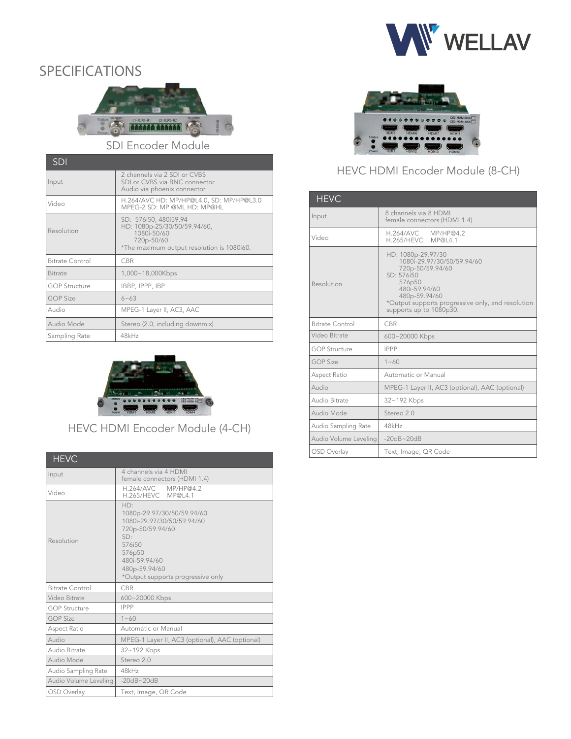# SPECIFICATIONS

## SDI Encoder Module

| SDI | |
|---|---|
| Input | 2 channels via 2 SDI or CVBS<br>SDI or CVBS via BNC connector<br>Audio via phoenix connector |
| Video | H.264/AVC HD: MP/HP@L4.0, SD: MP/HP@L3.0<br>MPEG-2 SD: MP @ML HD: MP@HL |
| Resolution | SD: 576i50, 480i59.94<br>HD: 1080p-25/30/50/59.94/60,<br>1080i-50/60<br>720p-50/60<br>*The maximum output resolution is 1080i60. |
| Bitrate Control | CBR |
| Bitrate | 1,000~18,000Kbps |
| GOP Structure | IBBP, IPPP, IBP |
| GOP Size | 6~63 |
| Audio | MPEG-1 Layer II, AC3, AAC |
| Audio Mode | Stereo (2.0, including downmix) |
| Sampling Rate | 48kHz |

## HEVC HDMI Encoder Module (4-CH)

| HEVC | |
|---|---|
| Input | 4 channels via 4 HDMI<br>female connectors (HDMI 1.4) |
| Video | H.264/AVC MP/HP@4.2<br>H.265/HEVC MP@L4.1 |
| Resolution | HD:<br>1080p-29.97/30/50/59.94/60<br>1080i-29.97/30/50/59.94/60<br>720p-50/59.94/60<br>SD:<br>576i50<br>576p50<br>480i-59.94/60<br>480p-59.94/60<br>*Output supports progressive only |
| Bitrate Control | CBR |
| Video Bitrate | 600~20000 Kbps |
| GOP Structure | IPPP |
| GOP Size | 1~60 |
| Aspect Ratio | Automatic or Manual |
| Audio | MPEG-1 Layer II, AC3 (optional), AAC (optional) |
| Audio Bitrate | 32~192 Kbps |
| Audio Mode | Stereo 2.0 |
| Audio Sampling Rate | 48kHz |
| Audio Volume Leveling | -20dB~20dB |
| OSD Overlay | Text, Image, QR Code |

## HEVC HDMI Encoder Module (8-CH)

| HEVC | |
|---|---|
| Input | 8 channels via 8 HDMI<br>female connectors (HDMI 1.4) |
| Video | H.264/AVC MP/HP@4.2<br>H.265/HEVC MP@L4.1 |
| Resolution | HD: 1080p-29.97/30<br>1080i-29.97/30/50/59.94/60<br>720p-50/59.94/60<br>SD: 576i50<br>576p50<br>480i-59.94/60<br>480p-59.94/60<br>*Output supports progressive only, and resolution supports up to 1080p30. |
| Bitrate Control | CBR |
| Video Bitrate | 600~20000 Kbps |
| GOP Structure | IPPP |
| GOP Size | 1~60 |
| Aspect Ratio | Automatic or Manual |
| Audio | MPEG-1 Layer II, AC3 (optional), AAC (optional) |
| Audio Bitrate | 32~192 Kbps |
| Audio Mode | Stereo 2.0 |
| Audio Sampling Rate | 48kHz |
| Audio Volume Leveling | -20dB~20dB |
| OSD Overlay | Text, Image, QR Code |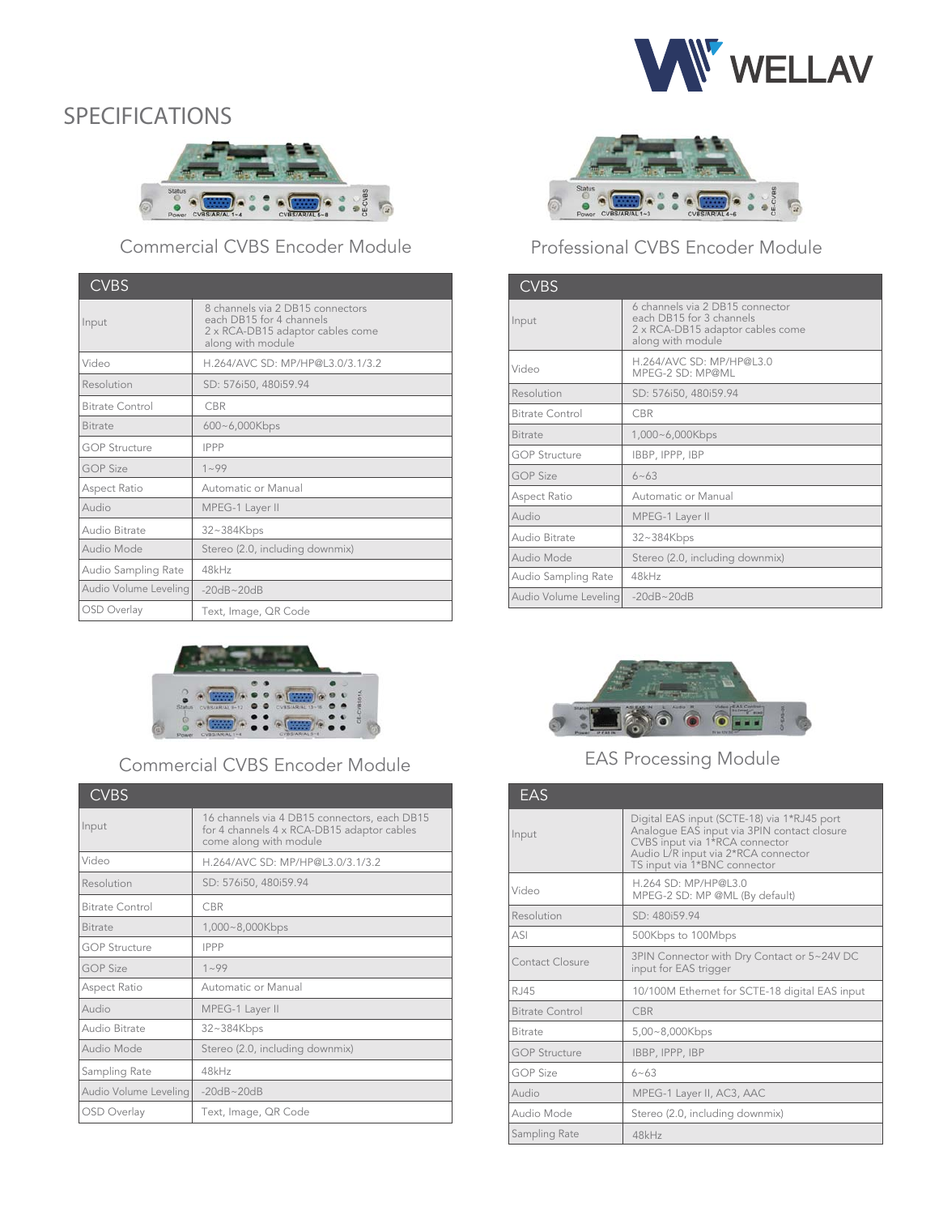# SPECIFICATIONS

## Commercial CVBS Encoder Module

| CVBS | |
|---|---|
| Input | 8 channels via 2 DB15 connectors each DB15 for 4 channels 2 x RCA-DB15 adaptor cables come along with module |
| Video | H.264/AVC SD: MP/HP@L3.0/3.1/3.2 |
| Resolution | SD: 576i50, 480i59.94 |
| Bitrate Control | CBR |
| Bitrate | 600~6,000Kbps |
| GOP Structure | IPPP |
| GOP Size | 1~99 |
| Aspect Ratio | Automatic or Manual |
| Audio | MPEG-1 Layer II |
| Audio Bitrate | 32~384Kbps |
| Audio Mode | Stereo (2.0, including downmix) |
| Audio Sampling Rate | 48kHz |
| Audio Volume Leveling | -20dB~20dB |
| OSD Overlay | Text, Image, QR Code |

## Professional CVBS Encoder Module

| CVBS | |
|---|---|
| Input | 6 channels via 2 DB15 connector each DB15 for 3 channels 2 x RCA-DB15 adaptor cables come along with module |
| Video | H.264/AVC SD: MP/HP@L3.0 MPEG-2 SD: MP@ML |
| Resolution | SD: 576i50, 480i59.94 |
| Bitrate Control | CBR |
| Bitrate | 1,000~6,000Kbps |
| GOP Structure | IBBP, IPPP, IBP |
| GOP Size | 6~63 |
| Aspect Ratio | Automatic or Manual |
| Audio | MPEG-1 Layer II |
| Audio Bitrate | 32~384Kbps |
| Audio Mode | Stereo (2.0, including downmix) |
| Audio Sampling Rate | 48kHz |
| Audio Volume Leveling | -20dB~20dB |

## Commercial CVBS Encoder Module

| CVBS | |
|---|---|
| Input | 16 channels via 4 DB15 connectors, each DB15 for 4 channels 4 x RCA-DB15 adaptor cables come along with module |
| Video | H.264/AVC SD: MP/HP@L3.0/3.1/3.2 |
| Resolution | SD: 576i50, 480i59.94 |
| Bitrate Control | CBR |
| Bitrate | 1,000~8,000Kbps |
| GOP Structure | IPPP |
| GOP Size | 1~99 |
| Aspect Ratio | Automatic or Manual |
| Audio | MPEG-1 Layer II |
| Audio Bitrate | 32~384Kbps |
| Audio Mode | Stereo (2.0, including downmix) |
| Sampling Rate | 48kHz |
| Audio Volume Leveling | -20dB~20dB |
| OSD Overlay | Text, Image, QR Code |

## EAS Processing Module

| EAS | |
|---|---|
| Input | Digital EAS input (SCTE-18) via 1*RJ45 port Analogue EAS input via 3PIN contact closure CVBS input via 1*RCA connector Audio L/R input via 2*RCA connector TS input via 1*BNC connector |
| Video | H.264 SD: MP/HP@L3.0 MPEG-2 SD: MP @ML (By default) |
| Resolution | SD: 480i59.94 |
| ASI | 500Kbps to 100Mbps |
| Contact Closure | 3PIN Connector with Dry Contact or 5~24V DC input for EAS trigger |
| RJ45 | 10/100M Ethernet for SCTE-18 digital EAS input |
| Bitrate Control | CBR |
| Bitrate | 5,00~8,000Kbps |
| GOP Structure | IBBP, IPPP, IBP |
| GOP Size | 6~63 |
| Audio | MPEG-1 Layer II, AC3, AAC |
| Audio Mode | Stereo (2.0, including downmix) |
| Sampling Rate | 48kHz |